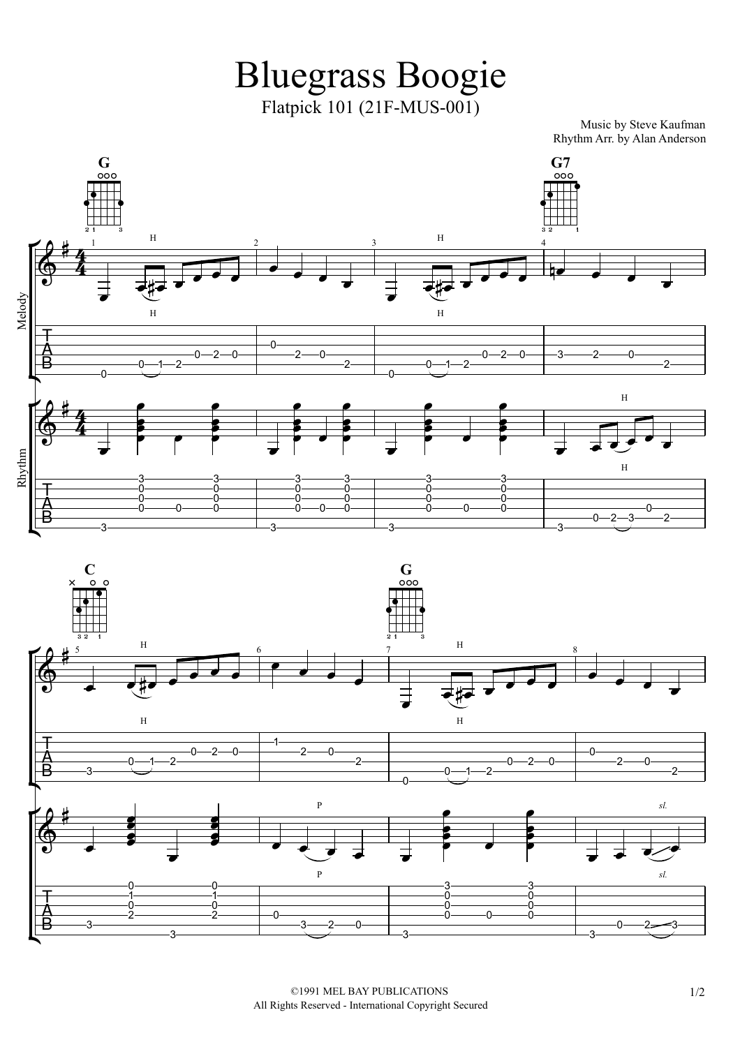# Bluegrass Boogie

Flatpick 101 (21F-MUS-001)

Music by Steve Kaufman
Rhythm Arr. by Alan Anderson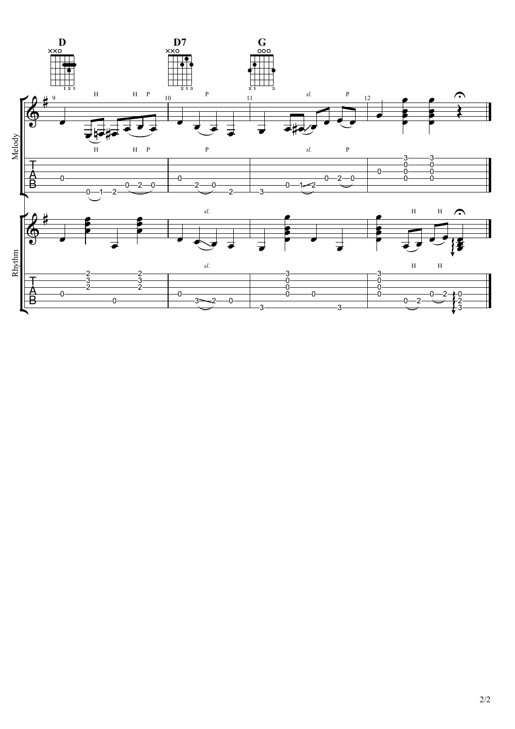D

D7

G

Melody

Rhythm